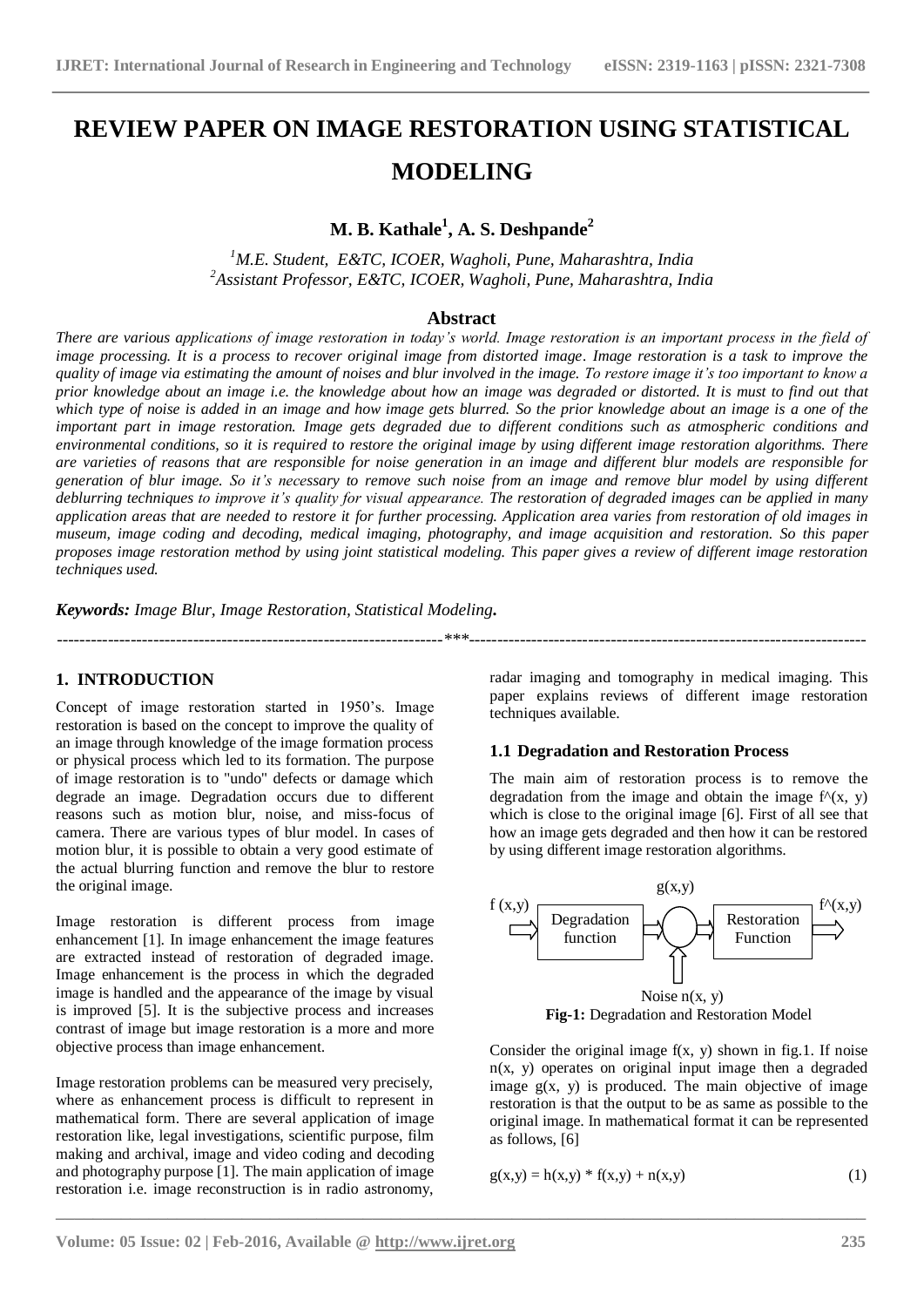# REVIEW PAPER ON IMAGE RESTORATION USING STATISTICAL MODELING

**M. B. Kathale[1], A. S. Deshpande[2]**

[1]*M.E. Student, E&TC, ICOER, Wagholi, Pune, Maharashtra, India*
[2]*Assistant Professor, E&TC, ICOER, Wagholi, Pune, Maharashtra, India*

## Abstract

*There are various applications of image restoration in today's world. Image restoration is an important process in the field of image processing. It is a process to recover original image from distorted image. Image restoration is a task to improve the quality of image via estimating the amount of noises and blur involved in the image. To restore image it's too important to know a prior knowledge about an image i.e. the knowledge about how an image was degraded or distorted. It is must to find out that which type of noise is added in an image and how image gets blurred. So the prior knowledge about an image is a one of the important part in image restoration. Image gets degraded due to different conditions such as atmospheric conditions and environmental conditions, so it is required to restore the original image by using different image restoration algorithms. There are varieties of reasons that are responsible for noise generation in an image and different blur models are responsible for generation of blur image. So it's necessary to remove such noise from an image and remove blur model by using different deblurring techniques to improve it's quality for visual appearance. The restoration of degraded images can be applied in many application areas that are needed to restore it for further processing. Application area varies from restoration of old images in museum, image coding and decoding, medical imaging, photography, and image acquisition and restoration. So this paper proposes image restoration method by using joint statistical modeling. This paper gives a review of different image restoration techniques used.*

***Keywords:*** *Image Blur, Image Restoration, Statistical Modeling***.**

---

## 1. INTRODUCTION

Concept of image restoration started in 1950's. Image restoration is based on the concept to improve the quality of an image through knowledge of the image formation process or physical process which led to its formation. The purpose of image restoration is to "undo" defects or damage which degrade an image. Degradation occurs due to different reasons such as motion blur, noise, and miss-focus of camera. There are various types of blur model. In cases of motion blur, it is possible to obtain a very good estimate of the actual blurring function and remove the blur to restore the original image.

Image restoration is different process from image enhancement [1]. In image enhancement the image features are extracted instead of restoration of degraded image. Image enhancement is the process in which the degraded image is handled and the appearance of the image by visual is improved [5]. It is the subjective process and increases contrast of image but image restoration is a more and more objective process than image enhancement.

Image restoration problems can be measured very precisely, where as enhancement process is difficult to represent in mathematical form. There are several application of image restoration like, legal investigations, scientific purpose, film making and archival, image and video coding and decoding and photography purpose [1]. The main application of image restoration i.e. image reconstruction is in radio astronomy, radar imaging and tomography in medical imaging. This paper explains reviews of different image restoration techniques available.

### 1.1 Degradation and Restoration Process

The main aim of restoration process is to remove the degradation from the image and obtain the image f^(x, y) which is close to the original image [6]. First of all see that how an image gets degraded and then how it can be restored by using different image restoration algorithms.

f (x,y) → Degradation function → g(x,y) ← Noise n(x, y) → Restoration Function → f^(x,y)

**Fig-1:** Degradation and Restoration Model

Consider the original image f(x, y) shown in fig.1. If noise n(x, y) operates on original input image then a degraded image g(x, y) is produced. The main objective of image restoration is that the output to be as same as possible to the original image. In mathematical format it can be represented as follows, [6]

$$g(x,y) = h(x,y) * f(x,y) + n(x,y) \quad (1)$$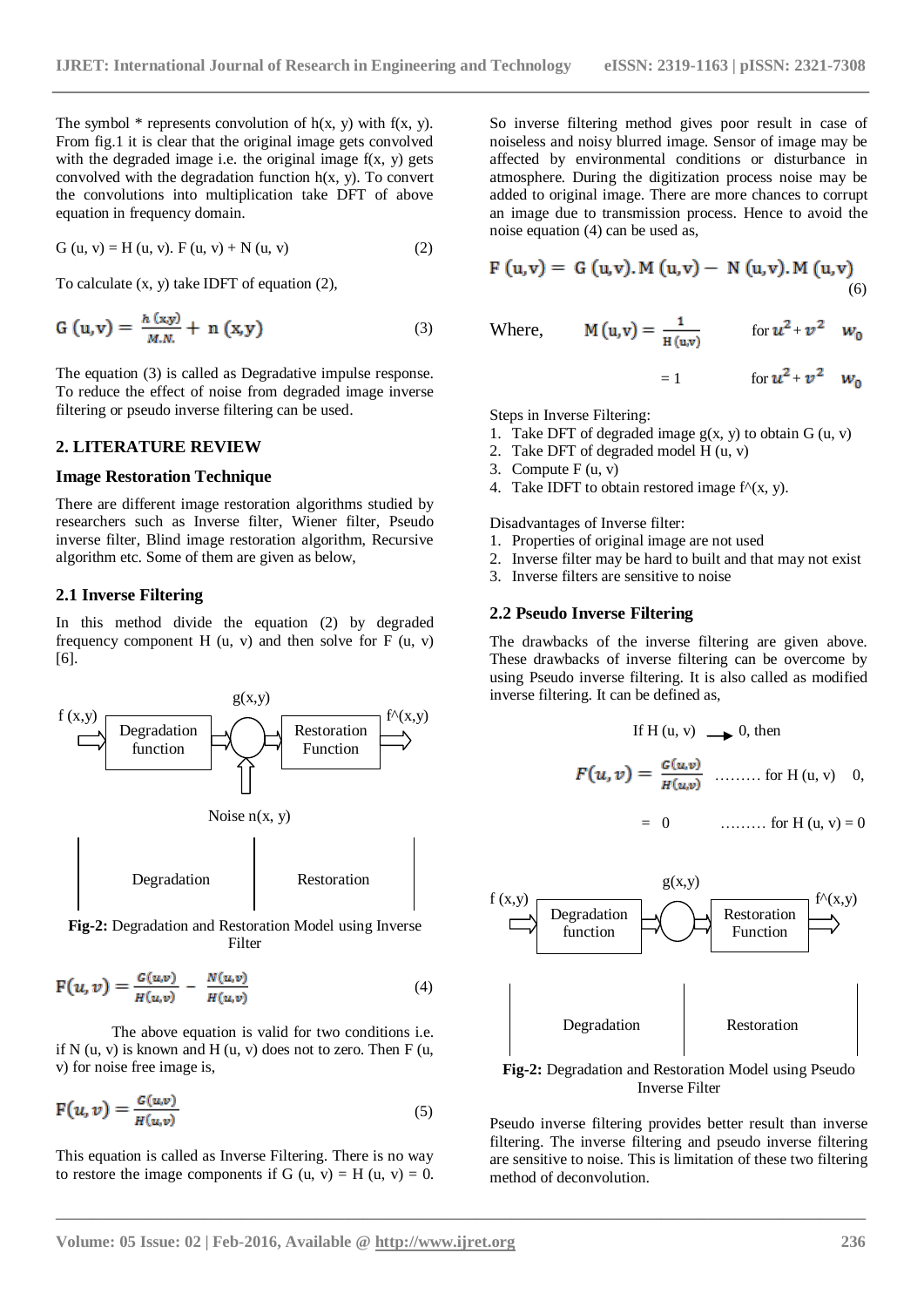The symbol * represents convolution of h(x, y) with f(x, y). From fig.1 it is clear that the original image gets convolved with the degraded image i.e. the original image f(x, y) gets convolved with the degradation function h(x, y). To convert the convolutions into multiplication take DFT of above equation in frequency domain.

$$G(u, v) = H(u, v).\ F(u, v) + N(u, v) \tag{2}$$

To calculate (x, y) take IDFT of equation (2),

$$G(u,v) = \frac{h(x,y)}{M.N.} + n(x,y) \tag{3}$$

The equation (3) is called as Degradative impulse response. To reduce the effect of noise from degraded image inverse filtering or pseudo inverse filtering can be used.

## 2. LITERATURE REVIEW

### Image Restoration Technique

There are different image restoration algorithms studied by researchers such as Inverse filter, Wiener filter, Pseudo inverse filter, Blind image restoration algorithm, Recursive algorithm etc. Some of them are given as below,

### 2.1 Inverse Filtering

In this method divide the equation (2) by degraded frequency component H (u, v) and then solve for F (u, v) [6].

f (x,y) → Degradation function → g(x,y) → Restoration Function → f^(x,y)

Noise n(x, y)

Degradation | Restoration

**Fig-2:** Degradation and Restoration Model using Inverse Filter

$$F(u,v) = \frac{G(u,v)}{H(u,v)} - \frac{N(u,v)}{H(u,v)} \tag{4}$$

The above equation is valid for two conditions i.e. if N (u, v) is known and H (u, v) does not to zero. Then F (u, v) for noise free image is,

$$F(u,v) = \frac{G(u,v)}{H(u,v)} \tag{5}$$

This equation is called as Inverse Filtering. There is no way to restore the image components if G (u, v) = H (u, v) = 0. So inverse filtering method gives poor result in case of noiseless and noisy blurred image. Sensor of image may be affected by environmental conditions or disturbance in atmosphere. During the digitization process noise may be added to original image. There are more chances to corrupt an image due to transmission process. Hence to avoid the noise equation (4) can be used as,

$$F(u,v) = G(u,v).M(u,v) - N(u,v).M(u,v) \tag{6}$$

Where, $M(u,v) = \frac{1}{H(u,v)}$ for $u^2 + v^2 \quad w_0$

$= 1$ for $u^2 + v^2 \quad w_0$

Steps in Inverse Filtering:

1. Take DFT of degraded image g(x, y) to obtain G (u, v)
2. Take DFT of degraded model H (u, v)
3. Compute F (u, v)
4. Take IDFT to obtain restored image f^(x, y).

Disadvantages of Inverse filter:

1. Properties of original image are not used
2. Inverse filter may be hard to built and that may not exist
3. Inverse filters are sensitive to noise

### 2.2 Pseudo Inverse Filtering

The drawbacks of the inverse filtering are given above. These drawbacks of inverse filtering can be overcome by using Pseudo inverse filtering. It is also called as modified inverse filtering. It can be defined as,

If H (u, v) → 0, then

$$F(u,v) = \frac{G(u,v)}{H(u,v)} \quad \ldots\ldots\ldots \text{ for } H(u,v) \quad 0,$$

$$= 0 \quad \ldots\ldots\ldots \text{ for } H(u,v) = 0$$

f (x,y) → Degradation function → g(x,y) → Restoration Function → f^(x,y)

Degradation | Restoration

**Fig-2:** Degradation and Restoration Model using Pseudo Inverse Filter

Pseudo inverse filtering provides better result than inverse filtering. The inverse filtering and pseudo inverse filtering are sensitive to noise. This is limitation of these two filtering method of deconvolution.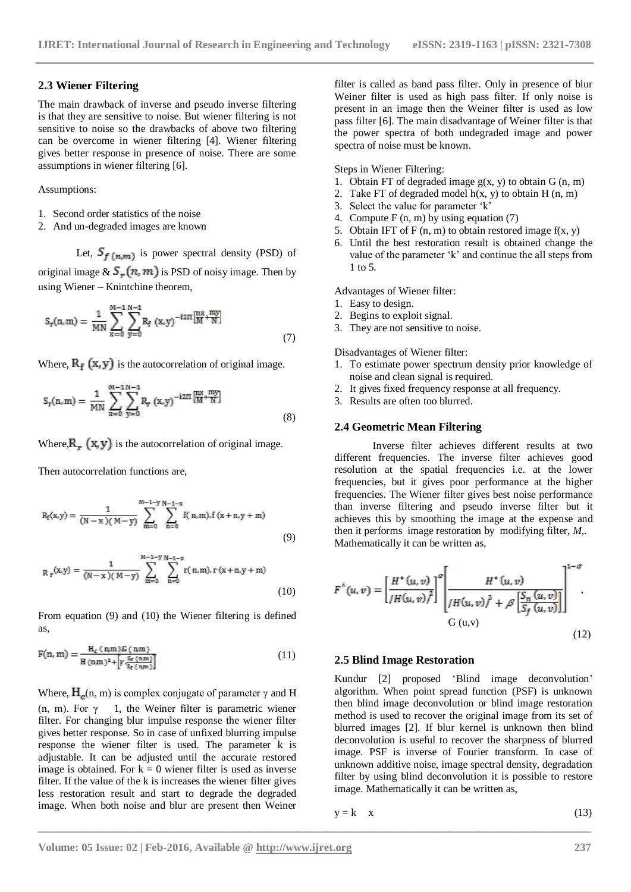### 2.3 Wiener Filtering

The main drawback of inverse and pseudo inverse filtering is that they are sensitive to noise. But wiener filtering is not sensitive to noise so the drawbacks of above two filtering can be overcome in wiener filtering [4]. Wiener filtering gives better response in presence of noise. There are some assumptions in wiener filtering [6].

Assumptions:

1. Second order statistics of the noise
2. And un-degraded images are known

Let, $S_{f(n,m)}$ is power spectral density (PSD) of original image & $S_r(n,m)$ is PSD of noisy image. Then by using Wiener – Knintchine theorem,

$$S_f(n,m) = \frac{1}{MN}\sum_{x=0}^{M-1}\sum_{y=0}^{N-1} R_f(x,y)^{-i2\pi\left[\frac{nx}{M}+\frac{my}{N}\right]} \tag{7}$$

Where, $R_f(x,y)$ is the autocorrelation of original image.

$$S_r(n,m) = \frac{1}{MN}\sum_{x=0}^{M-1}\sum_{y=0}^{N-1} R_r(x,y)^{-i2\pi\left[\frac{nx}{M}+\frac{my}{N}\right]} \tag{8}$$

Where, $R_r(x,y)$ is the autocorrelation of original image.

Then autocorrelation functions are,

$$R_f(x,y) = \frac{1}{(N-x)(M-y)}\sum_{m=0}^{M-1-y}\sum_{n=0}^{N-1-x} f(n,m).f(x+n,y+m) \tag{9}$$

$$R_r(x,y) = \frac{1}{(N-x)(M-y)}\sum_{m=0}^{M-1-y}\sum_{n=0}^{N-1-x} r(n,m).r(x+n,y+m) \tag{10}$$

From equation (9) and (10) the Wiener filtering is defined as,

$$F(n,m) = \frac{H_c(n,m)G(n,m)}{H(n,m)^2+\left[\gamma\frac{S_r(n,m)}{S_f(n,m)}\right]} \tag{11}$$

Where, $H_c(n, m)$ is complex conjugate of parameter γ and H (n, m). For γ 1, the Weiner filter is parametric wiener filter. For changing blur impulse response the wiener filter gives better response. So in case of unfixed blurring impulse response the wiener filter is used. The parameter k is adjustable. It can be adjusted until the accurate restored image is obtained. For k = 0 wiener filter is used as inverse filter. If the value of the k is increases the wiener filter gives less restoration result and start to degrade the degraded image. When both noise and blur are present then Weiner filter is called as band pass filter. Only in presence of blur Weiner filter is used as high pass filter. If only noise is present in an image then the Weiner filter is used as low pass filter [6]. The main disadvantage of Weiner filter is that the power spectra of both undegraded image and power spectra of noise must be known.

Steps in Wiener Filtering:

1. Obtain FT of degraded image g(x, y) to obtain G (n, m)
2. Take FT of degraded model h(x, y) to obtain H (n, m)
3. Select the value for parameter 'k'
4. Compute F (n, m) by using equation (7)
5. Obtain IFT of F (n, m) to obtain restored image f(x, y)
6. Until the best restoration result is obtained change the value of the parameter 'k' and continue the all steps from 1 to 5.

Advantages of Wiener filter:

1. Easy to design.
2. Begins to exploit signal.
3. They are not sensitive to noise.

Disadvantages of Wiener filter:

1. To estimate power spectrum density prior knowledge of noise and clean signal is required.
2. It gives fixed frequency response at all frequency.
3. Results are often too blurred.

### 2.4 Geometric Mean Filtering

Inverse filter achieves different results at two different frequencies. The inverse filter achieves good resolution at the spatial frequencies i.e. at the lower frequencies, but it gives poor performance at the higher frequencies. The Wiener filter gives best noise performance than inverse filtering and pseudo inverse filter but it achieves this by smoothing the image at the expense and then it performs image restoration by modifying filter, *M*,. Mathematically it can be written as,

$$F^{\wedge}(u,v) = \left[\frac{H^*(u,v)}{/H(u,v)/^2}\right]^{\alpha}\left[\frac{H^*(u,v)}{/H(u,v)/^2+\beta\left[\frac{S_n(u,v)}{S_f(u,v)}\right]}\right]^{1-\alpha} G(u,v) \tag{12}$$

### 2.5 Blind Image Restoration

Kundur [2] proposed 'Blind image deconvolution' algorithm. When point spread function (PSF) is unknown then blind image deconvolution or blind image restoration method is used to recover the original image from its set of blurred images [2]. If blur kernel is unknown then blind deconvolution is useful to recover the sharpness of blurred image. PSF is inverse of Fourier transform. In case of unknown additive noise, image spectral density, degradation filter by using blind deconvolution it is possible to restore image. Mathematically it can be written as,

$$y = k \quad x \tag{13}$$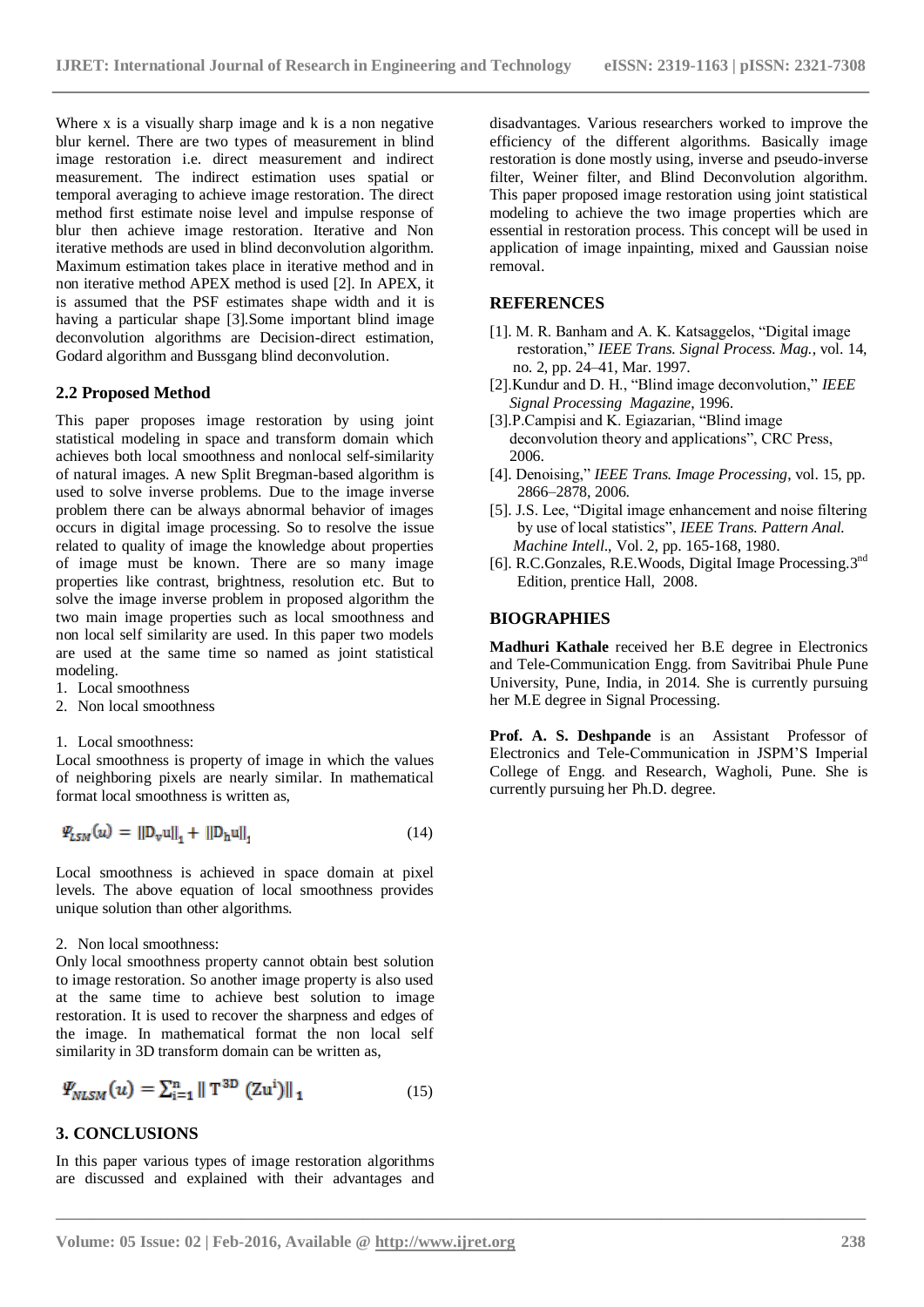Where x is a visually sharp image and k is a non negative blur kernel. There are two types of measurement in blind image restoration i.e. direct measurement and indirect measurement. The indirect estimation uses spatial or temporal averaging to achieve image restoration. The direct method first estimate noise level and impulse response of blur then achieve image restoration. Iterative and Non iterative methods are used in blind deconvolution algorithm. Maximum estimation takes place in iterative method and in non iterative method APEX method is used [2]. In APEX, it is assumed that the PSF estimates shape width and it is having a particular shape [3].Some important blind image deconvolution algorithms are Decision-direct estimation, Godard algorithm and Bussgang blind deconvolution.

### 2.2 Proposed Method

This paper proposes image restoration by using joint statistical modeling in space and transform domain which achieves both local smoothness and nonlocal self-similarity of natural images. A new Split Bregman-based algorithm is used to solve inverse problems. Due to the image inverse problem there can be always abnormal behavior of images occurs in digital image processing. So to resolve the issue related to quality of image the knowledge about properties of image must be known. There are so many image properties like contrast, brightness, resolution etc. But to solve the image inverse problem in proposed algorithm the two main image properties such as local smoothness and non local self similarity are used. In this paper two models are used at the same time so named as joint statistical modeling.

1. Local smoothness
2. Non local smoothness

1. Local smoothness:

Local smoothness is property of image in which the values of neighboring pixels are nearly similar. In mathematical format local smoothness is written as,

$$\Psi_{LSM}(u) = \|D_v u\|_1 + \|D_h u\|_1 \tag{14}$$

Local smoothness is achieved in space domain at pixel levels. The above equation of local smoothness provides unique solution than other algorithms.

2. Non local smoothness:

Only local smoothness property cannot obtain best solution to image restoration. So another image property is also used at the same time to achieve best solution to image restoration. It is used to recover the sharpness and edges of the image. In mathematical format the non local self similarity in 3D transform domain can be written as,

$$\Psi_{NLSM}(u) = \sum_{i=1}^{n} \| T^{3D} (Zu^i) \|_1 \tag{15}$$

## 3. CONCLUSIONS

In this paper various types of image restoration algorithms are discussed and explained with their advantages and disadvantages. Various researchers worked to improve the efficiency of the different algorithms. Basically image restoration is done mostly using, inverse and pseudo-inverse filter, Weiner filter, and Blind Deconvolution algorithm. This paper proposed image restoration using joint statistical modeling to achieve the two image properties which are essential in restoration process. This concept will be used in application of image inpainting, mixed and Gaussian noise removal.

## REFERENCES

[1]. M. R. Banham and A. K. Katsaggelos, "Digital image restoration," *IEEE Trans. Signal Process. Mag.*, vol. 14, no. 2, pp. 24–41, Mar. 1997.

[2].Kundur and D. H., "Blind image deconvolution," *IEEE Signal Processing Magazine*, 1996.

[3].P.Campisi and K. Egiazarian, "Blind image deconvolution theory and applications", CRC Press, 2006.

[4]. Denoising," *IEEE Trans. Image Processing*, vol. 15, pp. 2866–2878, 2006.

[5]. J.S. Lee, "Digital image enhancement and noise filtering by use of local statistics", *IEEE Trans. Pattern Anal. Machine Intell*., Vol. 2, pp. 165-168, 1980.

[6]. R.C.Gonzales, R.E.Woods, Digital Image Processing.3rd Edition, prentice Hall, 2008.

## BIOGRAPHIES

**Madhuri Kathale** received her B.E degree in Electronics and Tele-Communication Engg. from Savitribai Phule Pune University, Pune, India, in 2014. She is currently pursuing her M.E degree in Signal Processing.

**Prof. A. S. Deshpande** is an Assistant Professor of Electronics and Tele-Communication in JSPM'S Imperial College of Engg. and Research, Wagholi, Pune. She is currently pursuing her Ph.D. degree.